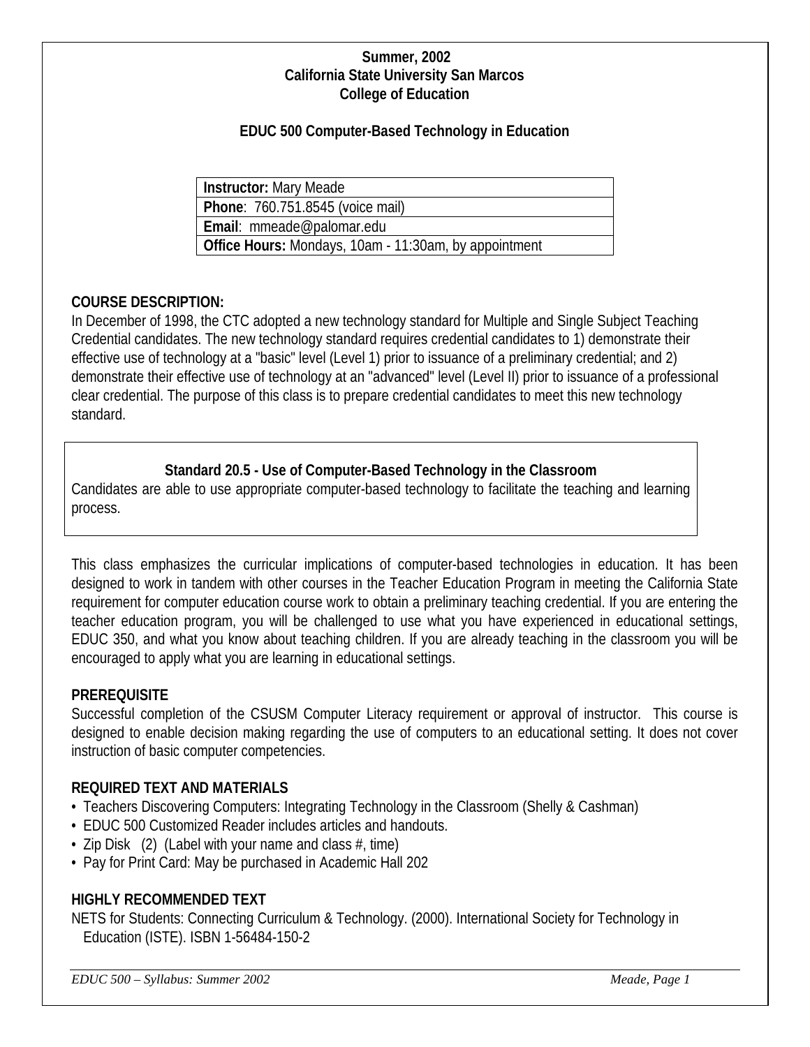**Summer, 2002**
**California State University San Marcos**
**College of Education**

# EDUC 500 Computer-Based Technology in Education

| **Instructor:** Mary Meade |
|---|
| **Phone**: 760.751.8545 (voice mail) |
| **Email**: mmeade@palomar.edu |
| **Office Hours:** Mondays, 10am - 11:30am, by appointment |

## COURSE DESCRIPTION:

In December of 1998, the CTC adopted a new technology standard for Multiple and Single Subject Teaching Credential candidates. The new technology standard requires credential candidates to 1) demonstrate their effective use of technology at a "basic" level (Level 1) prior to issuance of a preliminary credential; and 2) demonstrate their effective use of technology at an "advanced" level (Level II) prior to issuance of a professional clear credential. The purpose of this class is to prepare credential candidates to meet this new technology standard.

> **Standard 20.5 - Use of Computer-Based Technology in the Classroom**
> Candidates are able to use appropriate computer-based technology to facilitate the teaching and learning process.

This class emphasizes the curricular implications of computer-based technologies in education. It has been designed to work in tandem with other courses in the Teacher Education Program in meeting the California State requirement for computer education course work to obtain a preliminary teaching credential. If you are entering the teacher education program, you will be challenged to use what you have experienced in educational settings, EDUC 350, and what you know about teaching children. If you are already teaching in the classroom you will be encouraged to apply what you are learning in educational settings.

## PREREQUISITE

Successful completion of the CSUSM Computer Literacy requirement or approval of instructor. This course is designed to enable decision making regarding the use of computers to an educational setting. It does not cover instruction of basic computer competencies.

## REQUIRED TEXT AND MATERIALS

- Teachers Discovering Computers: Integrating Technology in the Classroom (Shelly & Cashman)
- EDUC 500 Customized Reader includes articles and handouts.
- Zip Disk (2) (Label with your name and class #, time)
- Pay for Print Card: May be purchased in Academic Hall 202

## HIGHLY RECOMMENDED TEXT

NETS for Students: Connecting Curriculum & Technology. (2000). International Society for Technology in Education (ISTE). ISBN 1-56484-150-2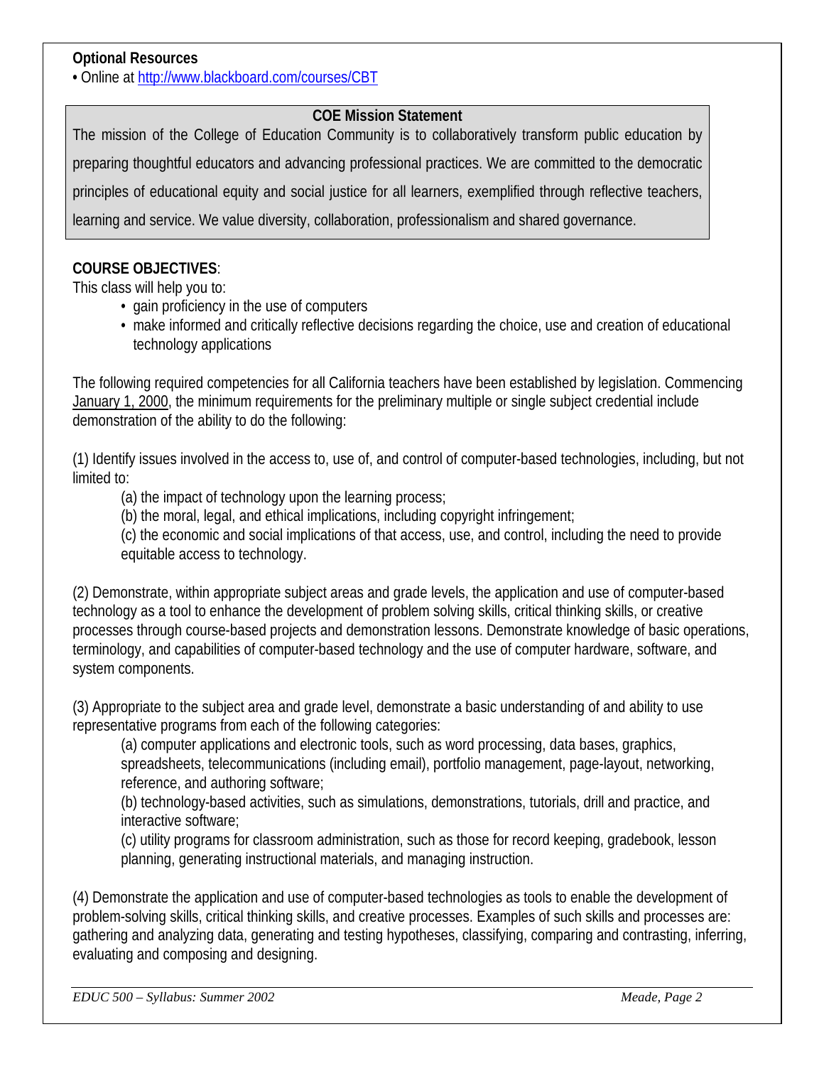**Optional Resources**

• Online at http://www.blackboard.com/courses/CBT

**COE Mission Statement**

The mission of the College of Education Community is to collaboratively transform public education by preparing thoughtful educators and advancing professional practices. We are committed to the democratic principles of educational equity and social justice for all learners, exemplified through reflective teachers, learning and service. We value diversity, collaboration, professionalism and shared governance.

**COURSE OBJECTIVES**:

This class will help you to:

- gain proficiency in the use of computers
- make informed and critically reflective decisions regarding the choice, use and creation of educational technology applications

The following required competencies for all California teachers have been established by legislation. Commencing January 1, 2000, the minimum requirements for the preliminary multiple or single subject credential include demonstration of the ability to do the following:

(1) Identify issues involved in the access to, use of, and control of computer-based technologies, including, but not limited to:

(a) the impact of technology upon the learning process;
(b) the moral, legal, and ethical implications, including copyright infringement;
(c) the economic and social implications of that access, use, and control, including the need to provide equitable access to technology.

(2) Demonstrate, within appropriate subject areas and grade levels, the application and use of computer-based technology as a tool to enhance the development of problem solving skills, critical thinking skills, or creative processes through course-based projects and demonstration lessons. Demonstrate knowledge of basic operations, terminology, and capabilities of computer-based technology and the use of computer hardware, software, and system components.

(3) Appropriate to the subject area and grade level, demonstrate a basic understanding of and ability to use representative programs from each of the following categories:

(a) computer applications and electronic tools, such as word processing, data bases, graphics, spreadsheets, telecommunications (including email), portfolio management, page-layout, networking, reference, and authoring software;
(b) technology-based activities, such as simulations, demonstrations, tutorials, drill and practice, and interactive software;
(c) utility programs for classroom administration, such as those for record keeping, gradebook, lesson planning, generating instructional materials, and managing instruction.

(4) Demonstrate the application and use of computer-based technologies as tools to enable the development of problem-solving skills, critical thinking skills, and creative processes. Examples of such skills and processes are: gathering and analyzing data, generating and testing hypotheses, classifying, comparing and contrasting, inferring, evaluating and composing and designing.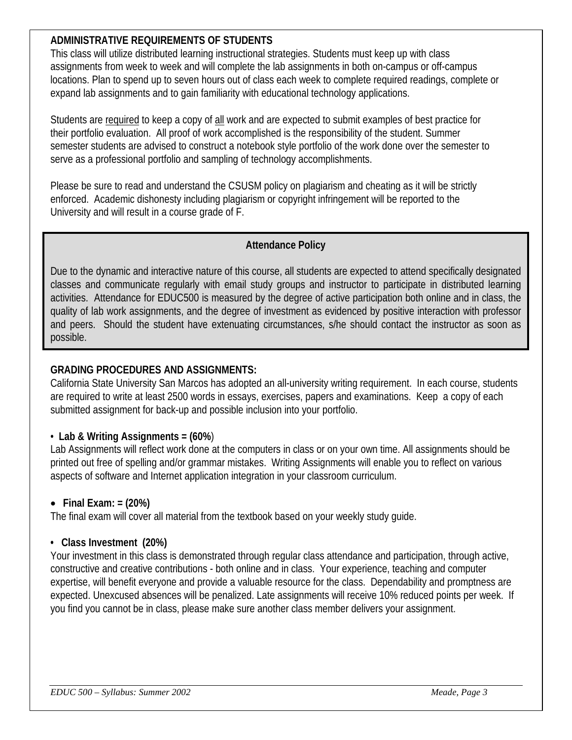## ADMINISTRATIVE REQUIREMENTS OF STUDENTS

This class will utilize distributed learning instructional strategies. Students must keep up with class assignments from week to week and will complete the lab assignments in both on-campus or off-campus locations. Plan to spend up to seven hours out of class each week to complete required readings, complete or expand lab assignments and to gain familiarity with educational technology applications.

Students are required to keep a copy of all work and are expected to submit examples of best practice for their portfolio evaluation. All proof of work accomplished is the responsibility of the student. Summer semester students are advised to construct a notebook style portfolio of the work done over the semester to serve as a professional portfolio and sampling of technology accomplishments.

Please be sure to read and understand the CSUSM policy on plagiarism and cheating as it will be strictly enforced. Academic dishonesty including plagiarism or copyright infringement will be reported to the University and will result in a course grade of F.

### Attendance Policy

Due to the dynamic and interactive nature of this course, all students are expected to attend specifically designated classes and communicate regularly with email study groups and instructor to participate in distributed learning activities. Attendance for EDUC500 is measured by the degree of active participation both online and in class, the quality of lab work assignments, and the degree of investment as evidenced by positive interaction with professor and peers. Should the student have extenuating circumstances, s/he should contact the instructor as soon as possible.

## GRADING PROCEDURES AND ASSIGNMENTS:

California State University San Marcos has adopted an all-university writing requirement. In each course, students are required to write at least 2500 words in essays, exercises, papers and examinations. Keep a copy of each submitted assignment for back-up and possible inclusion into your portfolio.

- **Lab & Writing Assignments = (60%)**

Lab Assignments will reflect work done at the computers in class or on your own time. All assignments should be printed out free of spelling and/or grammar mistakes. Writing Assignments will enable you to reflect on various aspects of software and Internet application integration in your classroom curriculum.

- **Final Exam: = (20%)**

The final exam will cover all material from the textbook based on your weekly study guide.

- **Class Investment (20%)**

Your investment in this class is demonstrated through regular class attendance and participation, through active, constructive and creative contributions - both online and in class. Your experience, teaching and computer expertise, will benefit everyone and provide a valuable resource for the class. Dependability and promptness are expected. Unexcused absences will be penalized. Late assignments will receive 10% reduced points per week. If you find you cannot be in class, please make sure another class member delivers your assignment.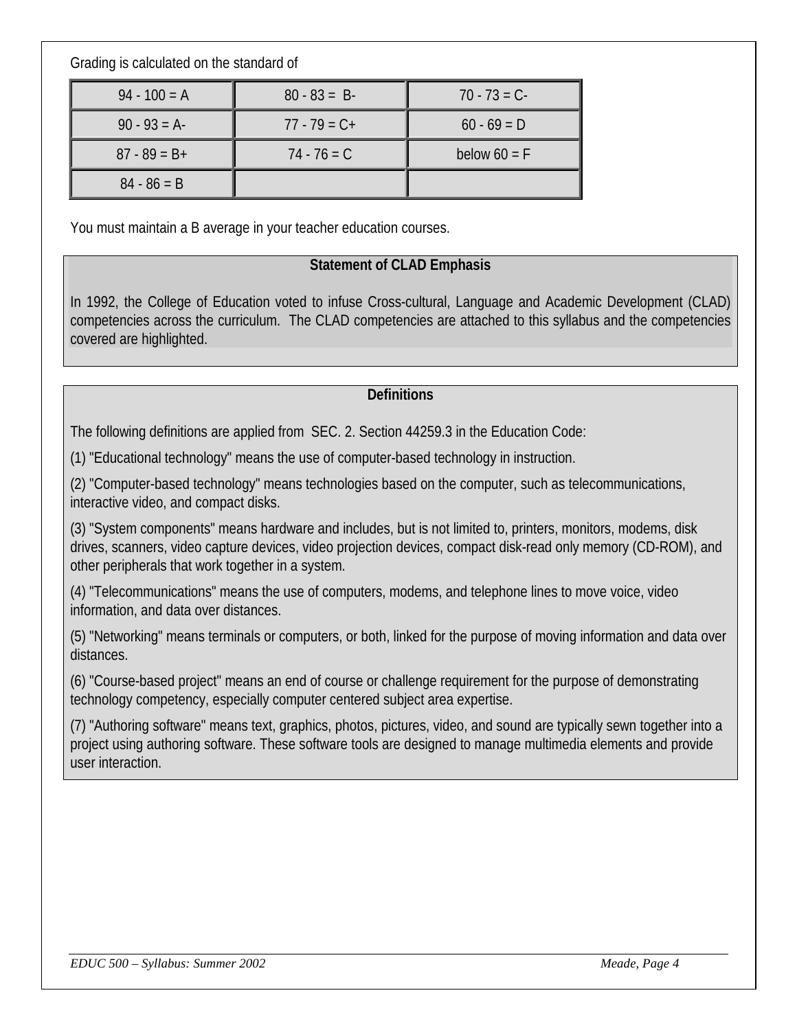Grading is calculated on the standard of

| | | |
|---|---|---|
| 94 - 100 = A | 80 - 83 = B- | 70 - 73 = C- |
| 90 - 93 = A- | 77 - 79 = C+ | 60 - 69 = D |
| 87 - 89 = B+ | 74 - 76 = C | below 60 = F |
| 84 - 86 = B | | |

You must maintain a B average in your teacher education courses.

**Statement of CLAD Emphasis**

In 1992, the College of Education voted to infuse Cross-cultural, Language and Academic Development (CLAD) competencies across the curriculum. The CLAD competencies are attached to this syllabus and the competencies covered are highlighted.

**Definitions**

The following definitions are applied from SEC. 2. Section 44259.3 in the Education Code:

(1) "Educational technology" means the use of computer-based technology in instruction.

(2) "Computer-based technology" means technologies based on the computer, such as telecommunications, interactive video, and compact disks.

(3) "System components" means hardware and includes, but is not limited to, printers, monitors, modems, disk drives, scanners, video capture devices, video projection devices, compact disk-read only memory (CD-ROM), and other peripherals that work together in a system.

(4) "Telecommunications" means the use of computers, modems, and telephone lines to move voice, video information, and data over distances.

(5) "Networking" means terminals or computers, or both, linked for the purpose of moving information and data over distances.

(6) "Course-based project" means an end of course or challenge requirement for the purpose of demonstrating technology competency, especially computer centered subject area expertise.

(7) "Authoring software" means text, graphics, photos, pictures, video, and sound are typically sewn together into a project using authoring software. These software tools are designed to manage multimedia elements and provide user interaction.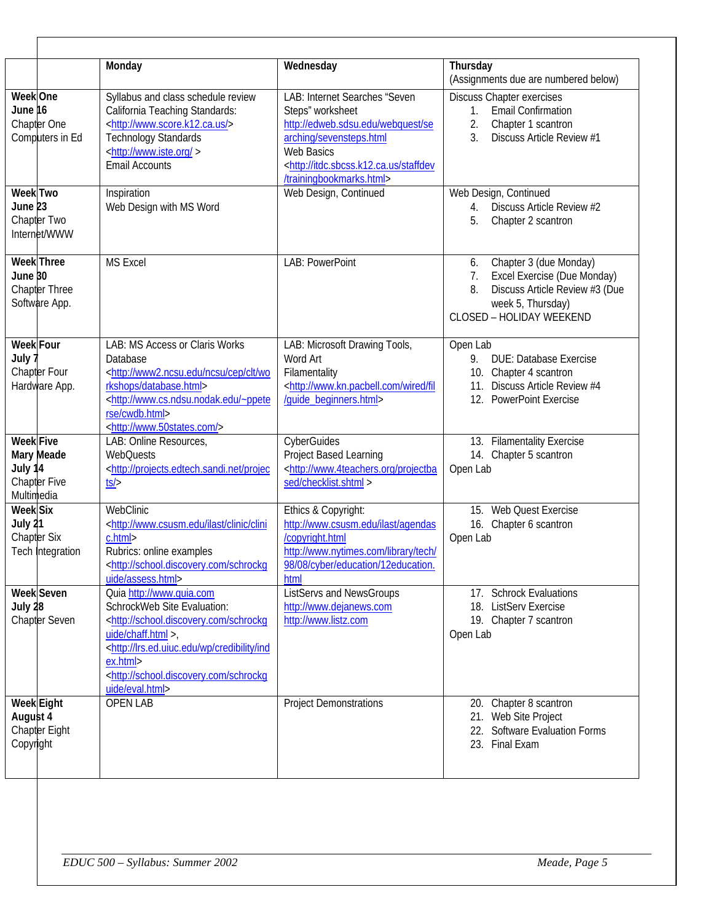| | Monday | Wednesday | Thursday<br>(Assignments due are numbered below) |
|---|---|---|---|
| **Week One**<br>**June 16**<br>Chapter One<br>Computers in Ed | Syllabus and class schedule review<br>California Teaching Standards: <http://www.score.k12.ca.us/><br>Technology Standards<br><http://www.iste.org/ ><br>Email Accounts | LAB: Internet Searches "Seven Steps" worksheet<br>http://edweb.sdsu.edu/webquest/searching/sevensteps.html<br>Web Basics<br><http://itdc.sbcss.k12.ca.us/staffdev/trainingbookmarks.html> | Discuss Chapter exercises<br>1. Email Confirmation<br>2. Chapter 1 scantron<br>3. Discuss Article Review #1 |
| **Week Two**<br>**June 23**<br>Chapter Two<br>Internet/WWW | Inspiration<br>Web Design with MS Word | Web Design, Continued | Web Design, Continued<br>4. Discuss Article Review #2<br>5. Chapter 2 scantron |
| **Week Three**<br>**June 30**<br>Chapter Three<br>Software App. | MS Excel | LAB: PowerPoint | 6. Chapter 3 (due Monday)<br>7. Excel Exercise (Due Monday)<br>8. Discuss Article Review #3 (Due week 5, Thursday)<br>CLOSED – HOLIDAY WEEKEND |
| **Week Four**<br>**July 7**<br>Chapter Four<br>Hardware App. | LAB: MS Access or Claris Works Database<br><http://www2.ncsu.edu/ncsu/cep/clt/workshops/database.html><br><http://www.cs.ndsu.nodak.edu/~pperse/cwdb.html><br><http://www.50states.com/> | LAB: Microsoft Drawing Tools, Word Art<br>Filamentality<br><http://www.kn.pacbell.com/wired/fil/guide_beginners.html> | Open Lab<br>9. DUE: Database Exercise<br>10. Chapter 4 scantron<br>11. Discuss Article Review #4<br>12. PowerPoint Exercise |
| **Week Five**<br>**Mary Meade**<br>**July 14**<br>Chapter Five<br>Multimedia | LAB: Online Resources, WebQuests<br><http://projects.edtech.sandi.net/projects/> | CyberGuides<br>Project Based Learning<br><http://www.4teachers.org/projectbased/checklist.shtml > | 13. Filamentality Exercise<br>14. Chapter 5 scantron<br>Open Lab |
| **Week Six**<br>**July 21**<br>Chapter Six<br>Tech Integration | WebClinic<br><http://www.csusm.edu/ilast/clinic/clinic.html><br>Rubrics: online examples<br><http://school.discovery.com/schrockguide/assess.html> | Ethics & Copyright:<br>http://www.csusm.edu/ilast/agendas/copyright.html<br>http://www.nytimes.com/library/tech/98/08/cyber/education/12education.html | 15. Web Quest Exercise<br>16. Chapter 6 scantron<br>Open Lab |
| **Week Seven**<br>**July 28**<br>Chapter Seven | Quia http://www.quia.com<br>SchrockWeb Site Evaluation:<br><http://school.discovery.com/schrockguide/chaff.html >,<br><http://lrs.ed.uiuc.edu/wp/credibility/index.html><br><http://school.discovery.com/schrockguide/eval.html> | ListServs and NewsGroups<br>http://www.dejanews.com<br>http://www.listz.com | 17. Schrock Evaluations<br>18. ListServ Exercise<br>19. Chapter 7 scantron<br>Open Lab |
| **Week Eight**<br>**August 4**<br>Chapter Eight<br>Copyright | OPEN LAB | Project Demonstrations | 20. Chapter 8 scantron<br>21. Web Site Project<br>22. Software Evaluation Forms<br>23. Final Exam |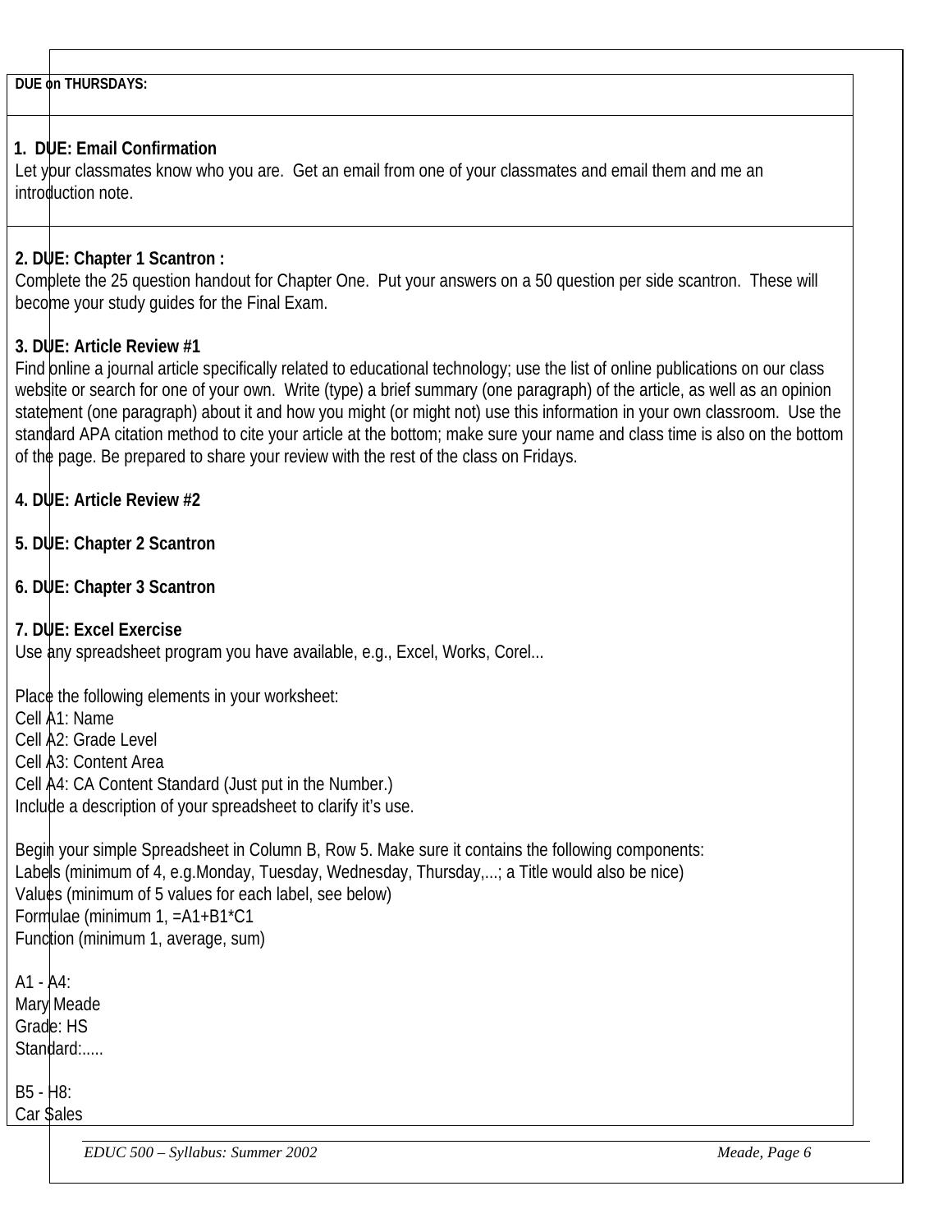**DUE on THURSDAYS:**

**1. DUE: Email Confirmation**
Let your classmates know who you are. Get an email from one of your classmates and email them and me an introduction note.

**2. DUE: Chapter 1 Scantron :**
Complete the 25 question handout for Chapter One. Put your answers on a 50 question per side scantron. These will become your study guides for the Final Exam.

**3. DUE: Article Review #1**
Find online a journal article specifically related to educational technology; use the list of online publications on our class website or search for one of your own. Write (type) a brief summary (one paragraph) of the article, as well as an opinion statement (one paragraph) about it and how you might (or might not) use this information in your own classroom. Use the standard APA citation method to cite your article at the bottom; make sure your name and class time is also on the bottom of the page. Be prepared to share your review with the rest of the class on Fridays.

**4. DUE: Article Review #2**

**5. DUE: Chapter 2 Scantron**

**6. DUE: Chapter 3 Scantron**

**7. DUE: Excel Exercise**
Use any spreadsheet program you have available, e.g., Excel, Works, Corel...

Place the following elements in your worksheet:
Cell A1: Name
Cell A2: Grade Level
Cell A3: Content Area
Cell A4: CA Content Standard (Just put in the Number.)
Include a description of your spreadsheet to clarify it's use.

Begin your simple Spreadsheet in Column B, Row 5. Make sure it contains the following components:
Labels (minimum of 4, e.g.Monday, Tuesday, Wednesday, Thursday,...; a Title would also be nice)
Values (minimum of 5 values for each label, see below)
Formulae (minimum 1, =A1+B1*C1
Function (minimum 1, average, sum)

A1 - A4:
Mary Meade
Grade: HS
Standard:.....

B5 - H8:
Car Sales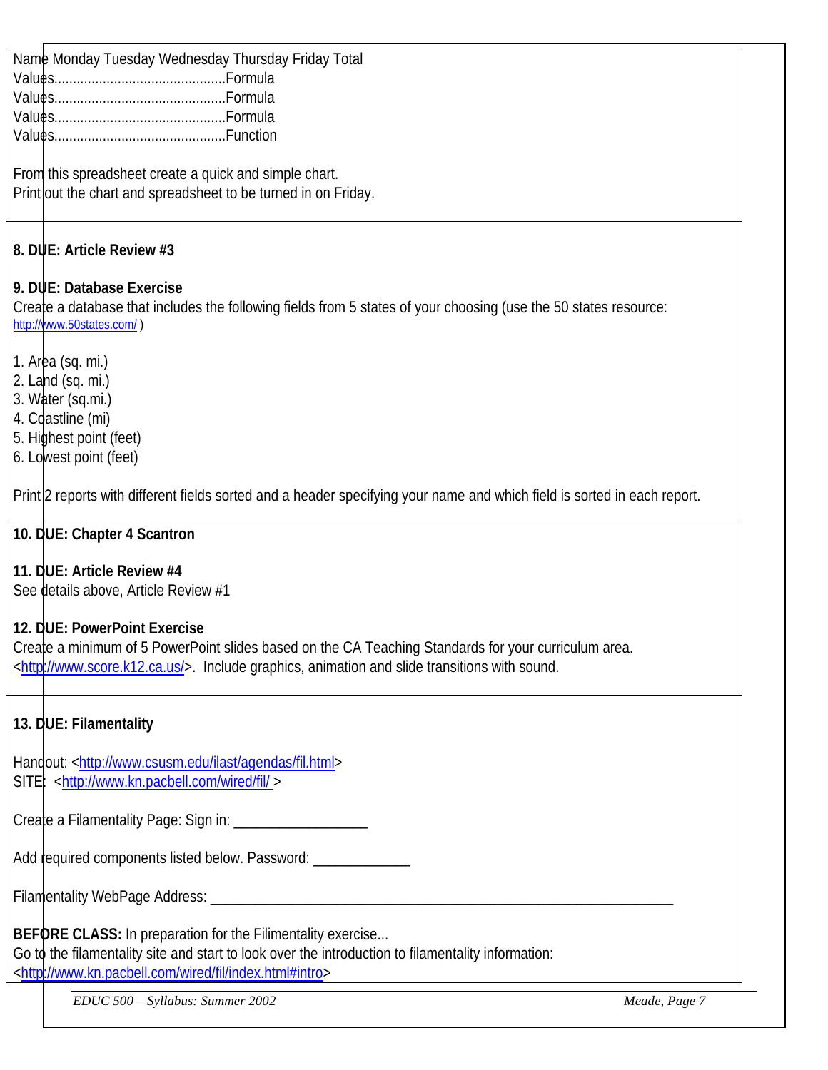Name Monday Tuesday Wednesday Thursday Friday Total
Values.............................................Formula
Values.............................................Formula
Values.............................................Formula
Values.............................................Function

From this spreadsheet create a quick and simple chart.
Print out the chart and spreadsheet to be turned in on Friday.

**8. DUE: Article Review #3**

**9. DUE: Database Exercise**
Create a database that includes the following fields from 5 states of your choosing (use the 50 states resource: http://www.50states.com/ )

1. Area (sq. mi.)
2. Land (sq. mi.)
3. Water (sq.mi.)
4. Coastline (mi)
5. Highest point (feet)
6. Lowest point (feet)

Print 2 reports with different fields sorted and a header specifying your name and which field is sorted in each report.

**10. DUE: Chapter 4 Scantron**

**11. DUE: Article Review #4**
See details above, Article Review #1

**12. DUE: PowerPoint Exercise**
Create a minimum of 5 PowerPoint slides based on the CA Teaching Standards for your curriculum area. <http://www.score.k12.ca.us/>. Include graphics, animation and slide transitions with sound.

**13. DUE: Filamentality**

Handout: <http://www.csusm.edu/ilast/agendas/fil.html>
SITE: <http://www.kn.pacbell.com/wired/fil/ >

Create a Filamentality Page: Sign in: _________________

Add required components listed below. Password: ____________

Filamentality WebPage Address: ____________________________________________________________

**BEFORE CLASS:** In preparation for the Filimentality exercise...
Go to the filamentality site and start to look over the introduction to filamentality information: <http://www.kn.pacbell.com/wired/fil/index.html#intro>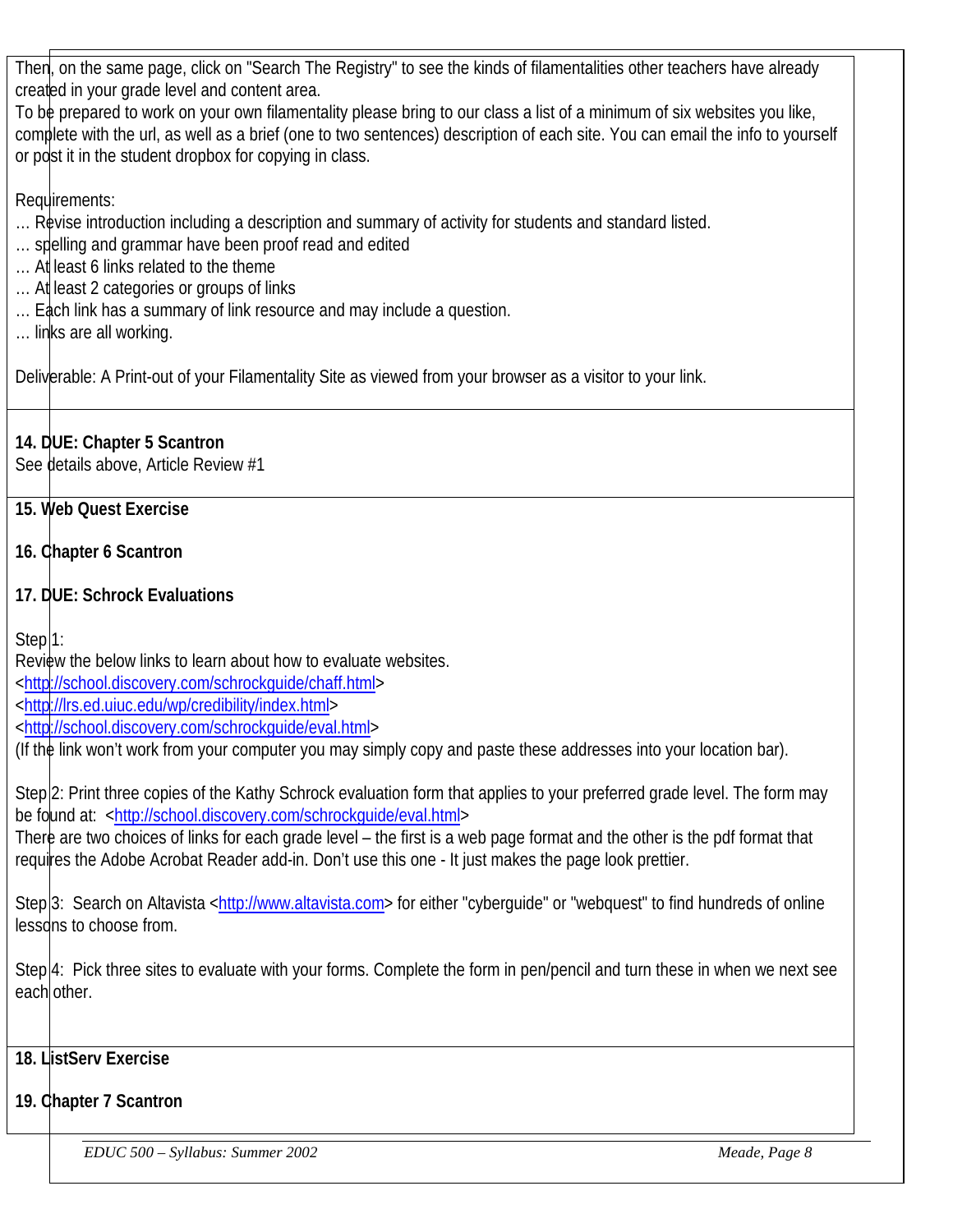Then, on the same page, click on "Search The Registry" to see the kinds of filamentalities other teachers have already created in your grade level and content area.

To be prepared to work on your own filamentality please bring to our class a list of a minimum of six websites you like, complete with the url, as well as a brief (one to two sentences) description of each site. You can email the info to yourself or post it in the student dropbox for copying in class.

Requirements:

… Revise introduction including a description and summary of activity for students and standard listed.
… spelling and grammar have been proof read and edited
… At least 6 links related to the theme
… At least 2 categories or groups of links
… Each link has a summary of link resource and may include a question.
… links are all working.

Deliverable: A Print-out of your Filamentality Site as viewed from your browser as a visitor to your link.

**14. DUE: Chapter 5 Scantron**

See details above, Article Review #1

**15. Web Quest Exercise**

**16. Chapter 6 Scantron**

**17. DUE: Schrock Evaluations**

Step 1:

Review the below links to learn about how to evaluate websites.

<http://school.discovery.com/schrockguide/chaff.html>
<http://lrs.ed.uiuc.edu/wp/credibility/index.html>
<http://school.discovery.com/schrockguide/eval.html>

(If the link won't work from your computer you may simply copy and paste these addresses into your location bar).

Step 2: Print three copies of the Kathy Schrock evaluation form that applies to your preferred grade level. The form may be found at: <http://school.discovery.com/schrockguide/eval.html>

There are two choices of links for each grade level – the first is a web page format and the other is the pdf format that requires the Adobe Acrobat Reader add-in. Don't use this one - It just makes the page look prettier.

Step 3: Search on Altavista <http://www.altavista.com> for either "cyberguide" or "webquest" to find hundreds of online lessons to choose from.

Step 4: Pick three sites to evaluate with your forms. Complete the form in pen/pencil and turn these in when we next see each other.

**18. ListServ Exercise**

**19. Chapter 7 Scantron**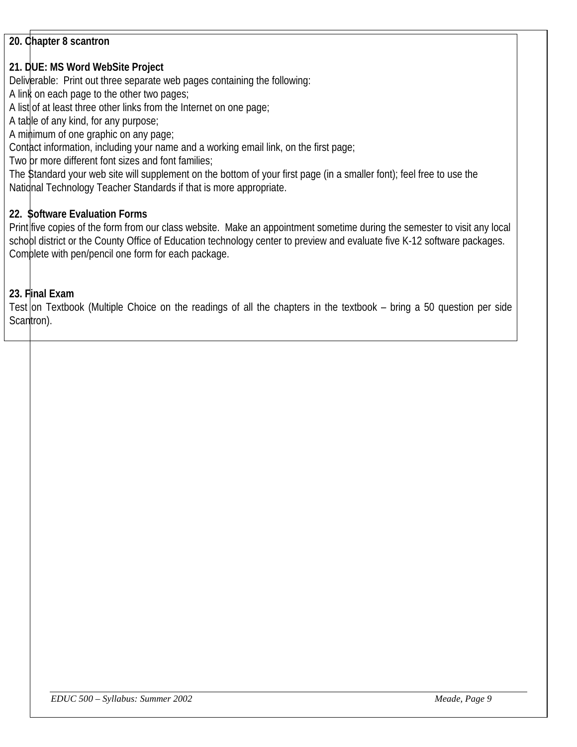**20. Chapter 8 scantron**

**21. DUE: MS Word WebSite Project**

Deliverable: Print out three separate web pages containing the following:
A link on each page to the other two pages;
A list of at least three other links from the Internet on one page;
A table of any kind, for any purpose;
A minimum of one graphic on any page;
Contact information, including your name and a working email link, on the first page;
Two or more different font sizes and font families;
The Standard your web site will supplement on the bottom of your first page (in a smaller font); feel free to use the National Technology Teacher Standards if that is more appropriate.

**22. Software Evaluation Forms**

Print five copies of the form from our class website. Make an appointment sometime during the semester to visit any local school district or the County Office of Education technology center to preview and evaluate five K-12 software packages. Complete with pen/pencil one form for each package.

**23. Final Exam**

Test on Textbook (Multiple Choice on the readings of all the chapters in the textbook – bring a 50 question per side Scantron).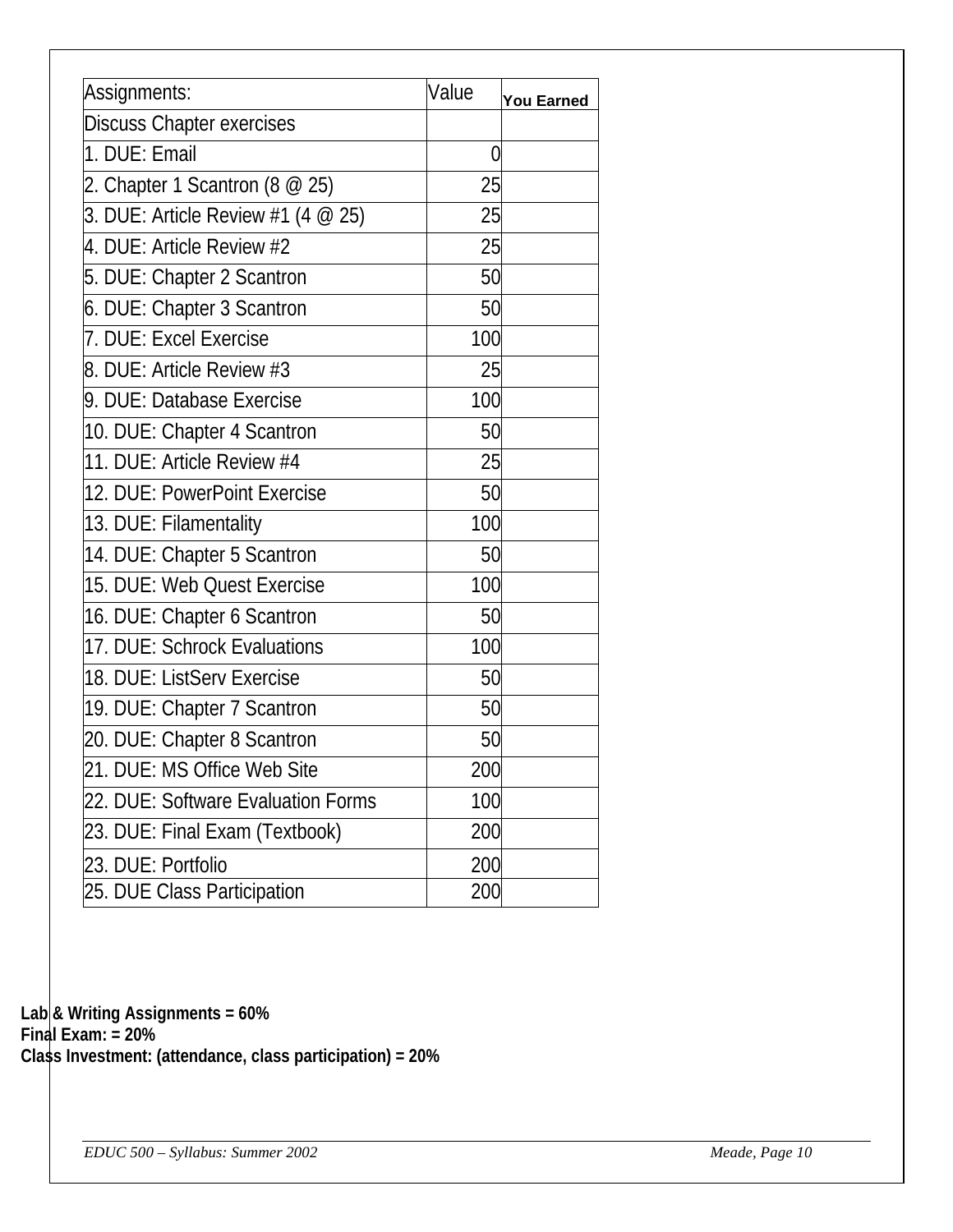| Assignments: | Value | You Earned |
|---|---|---|
| Discuss Chapter exercises | | |
| 1. DUE: Email | 0 | |
| 2. Chapter 1 Scantron (8 @ 25) | 25 | |
| 3. DUE: Article Review #1 (4 @ 25) | 25 | |
| 4. DUE: Article Review #2 | 25 | |
| 5. DUE: Chapter 2 Scantron | 50 | |
| 6. DUE: Chapter 3 Scantron | 50 | |
| 7. DUE: Excel Exercise | 100 | |
| 8. DUE: Article Review #3 | 25 | |
| 9. DUE: Database Exercise | 100 | |
| 10. DUE: Chapter 4 Scantron | 50 | |
| 11. DUE: Article Review #4 | 25 | |
| 12. DUE: PowerPoint Exercise | 50 | |
| 13. DUE: Filamentality | 100 | |
| 14. DUE: Chapter 5 Scantron | 50 | |
| 15. DUE: Web Quest Exercise | 100 | |
| 16. DUE: Chapter 6 Scantron | 50 | |
| 17. DUE: Schrock Evaluations | 100 | |
| 18. DUE: ListServ Exercise | 50 | |
| 19. DUE: Chapter 7 Scantron | 50 | |
| 20. DUE: Chapter 8 Scantron | 50 | |
| 21. DUE: MS Office Web Site | 200 | |
| 22. DUE: Software Evaluation Forms | 100 | |
| 23. DUE: Final Exam (Textbook) | 200 | |
| 23. DUE: Portfolio | 200 | |
| 25. DUE Class Participation | 200 | |

**Lab & Writing Assignments = 60%**
**Final Exam: = 20%**
**Class Investment: (attendance, class participation) = 20%**